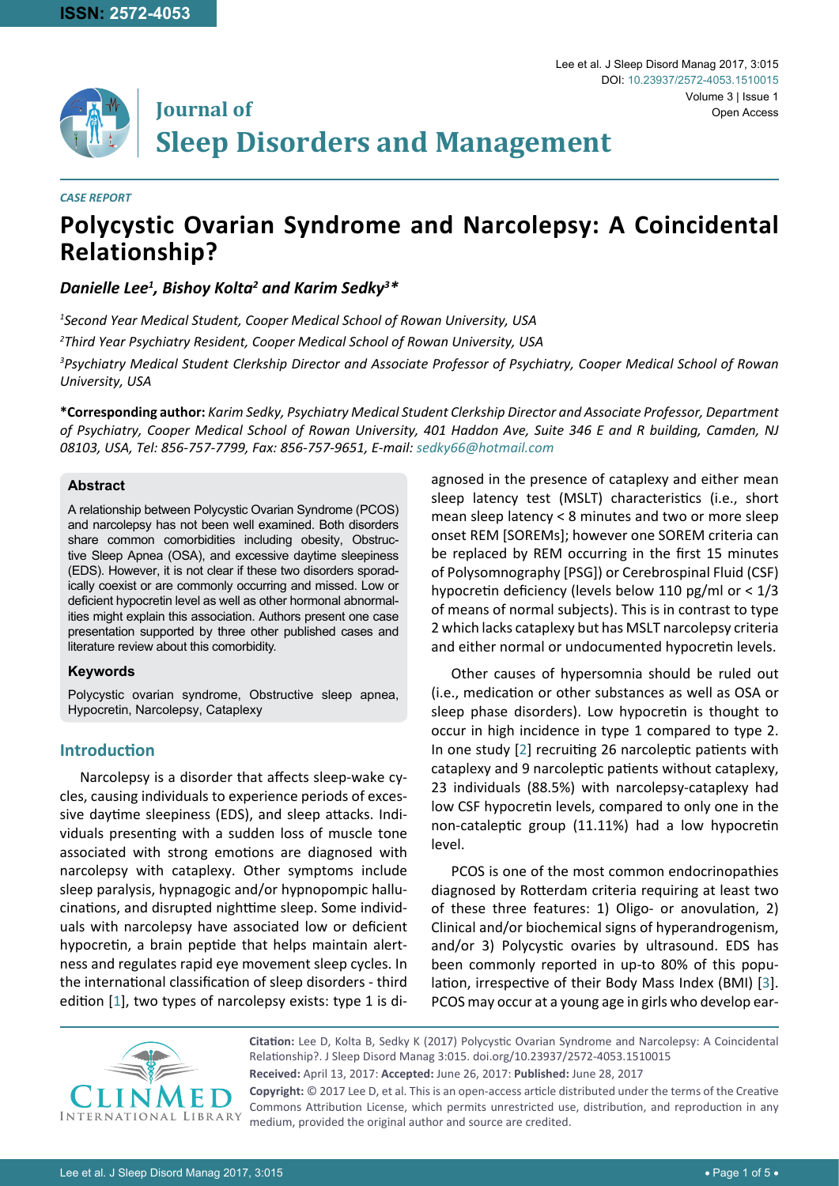ISSN: 2572-4053

# Journal of Sleep Disorders and Management

*CASE REPORT*

# Polycystic Ovarian Syndrome and Narcolepsy: A Coincidental Relationship?

***Danielle Lee[1], Bishoy Kolta[2] and Karim Sedky[3]****

*[1]Second Year Medical Student, Cooper Medical School of Rowan University, USA*

*[2]Third Year Psychiatry Resident, Cooper Medical School of Rowan University, USA*

*[3]Psychiatry Medical Student Clerkship Director and Associate Professor of Psychiatry, Cooper Medical School of Rowan University, USA*

**\*Corresponding author:** *Karim Sedky, Psychiatry Medical Student Clerkship Director and Associate Professor, Department of Psychiatry, Cooper Medical School of Rowan University, 401 Haddon Ave, Suite 346 E and R building, Camden, NJ 08103, USA, Tel: 856-757-7799, Fax: 856-757-9651, E-mail: sedky66@hotmail.com*

### Abstract

A relationship between Polycystic Ovarian Syndrome (PCOS) and narcolepsy has not been well examined. Both disorders share common comorbidities including obesity, Obstructive Sleep Apnea (OSA), and excessive daytime sleepiness (EDS). However, it is not clear if these two disorders sporadically coexist or are commonly occurring and missed. Low or deficient hypocretin level as well as other hormonal abnormalities might explain this association. Authors present one case presentation supported by three other published cases and literature review about this comorbidity.

### Keywords

Polycystic ovarian syndrome, Obstructive sleep apnea, Hypocretin, Narcolepsy, Cataplexy

## Introduction

Narcolepsy is a disorder that affects sleep-wake cycles, causing individuals to experience periods of excessive daytime sleepiness (EDS), and sleep attacks. Individuals presenting with a sudden loss of muscle tone associated with strong emotions are diagnosed with narcolepsy with cataplexy. Other symptoms include sleep paralysis, hypnagogic and/or hypnopompic hallucinations, and disrupted nighttime sleep. Some individuals with narcolepsy have associated low or deficient hypocretin, a brain peptide that helps maintain alertness and regulates rapid eye movement sleep cycles. In the international classification of sleep disorders - third edition [1], two types of narcolepsy exists: type 1 is diagnosed in the presence of cataplexy and either mean sleep latency test (MSLT) characteristics (i.e., short mean sleep latency < 8 minutes and two or more sleep onset REM [SOREMs]; however one SOREM criteria can be replaced by REM occurring in the first 15 minutes of Polysomnography [PSG]) or Cerebrospinal Fluid (CSF) hypocretin deficiency (levels below 110 pg/ml or < 1/3 of means of normal subjects). This is in contrast to type 2 which lacks cataplexy but has MSLT narcolepsy criteria and either normal or undocumented hypocretin levels.

Other causes of hypersomnia should be ruled out (i.e., medication or other substances as well as OSA or sleep phase disorders). Low hypocretin is thought to occur in high incidence in type 1 compared to type 2. In one study [2] recruiting 26 narcoleptic patients with cataplexy and 9 narcoleptic patients without cataplexy, 23 individuals (88.5%) with narcolepsy-cataplexy had low CSF hypocretin levels, compared to only one in the non-cataleptic group (11.11%) had a low hypocretin level.

PCOS is one of the most common endocrinopathies diagnosed by Rotterdam criteria requiring at least two of these three features: 1) Oligo- or anovulation, 2) Clinical and/or biochemical signs of hyperandrogenism, and/or 3) Polycystic ovaries by ultrasound. EDS has been commonly reported in up-to 80% of this population, irrespective of their Body Mass Index (BMI) [3]. PCOS may occur at a young age in girls who develop ear-

**Citation:** Lee D, Kolta B, Sedky K (2017) Polycystic Ovarian Syndrome and Narcolepsy: A Coincidental Relationship?. J Sleep Disord Manag 3:015. doi.org/10.23937/2572-4053.1510015

**Received:** April 13, 2017: **Accepted:** June 26, 2017: **Published:** June 28, 2017

**Copyright:** © 2017 Lee D, et al. This is an open-access article distributed under the terms of the Creative Commons Attribution License, which permits unrestricted use, distribution, and reproduction in any medium, provided the original author and source are credited.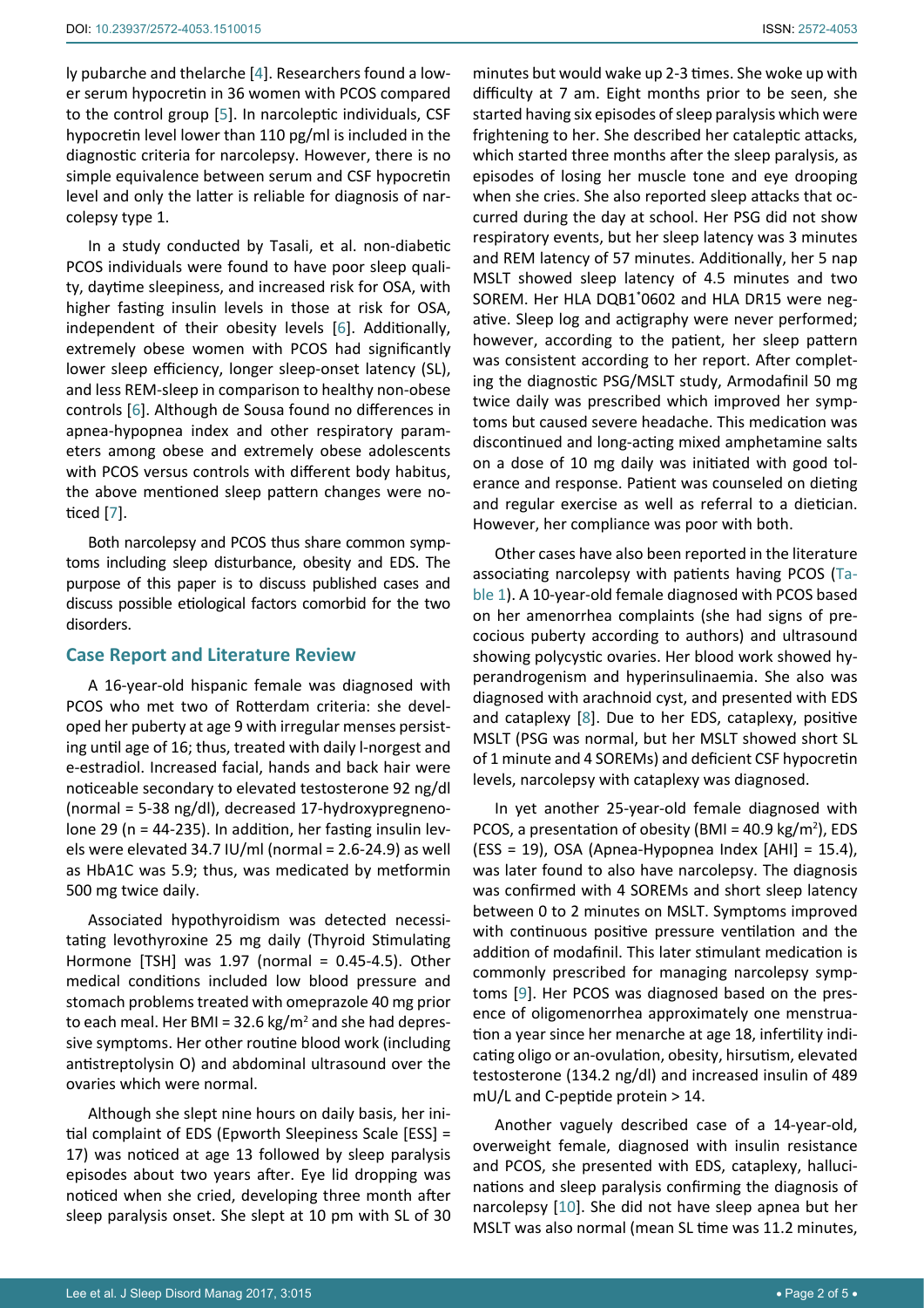ly pubarche and thelarche [4]. Researchers found a lower serum hypocretin in 36 women with PCOS compared to the control group [5]. In narcoleptic individuals, CSF hypocretin level lower than 110 pg/ml is included in the diagnostic criteria for narcolepsy. However, there is no simple equivalence between serum and CSF hypocretin level and only the latter is reliable for diagnosis of narcolepsy type 1.

In a study conducted by Tasali, et al. non-diabetic PCOS individuals were found to have poor sleep quality, daytime sleepiness, and increased risk for OSA, with higher fasting insulin levels in those at risk for OSA, independent of their obesity levels [6]. Additionally, extremely obese women with PCOS had significantly lower sleep efficiency, longer sleep-onset latency (SL), and less REM-sleep in comparison to healthy non-obese controls [6]. Although de Sousa found no differences in apnea-hypopnea index and other respiratory parameters among obese and extremely obese adolescents with PCOS versus controls with different body habitus, the above mentioned sleep pattern changes were noticed [7].

Both narcolepsy and PCOS thus share common symptoms including sleep disturbance, obesity and EDS. The purpose of this paper is to discuss published cases and discuss possible etiological factors comorbid for the two disorders.

## Case Report and Literature Review

A 16-year-old hispanic female was diagnosed with PCOS who met two of Rotterdam criteria: she developed her puberty at age 9 with irregular menses persisting until age of 16; thus, treated with daily l-norgest and e-estradiol. Increased facial, hands and back hair were noticeable secondary to elevated testosterone 92 ng/dl (normal = 5-38 ng/dl), decreased 17-hydroxypregnenolone 29 (n = 44-235). In addition, her fasting insulin levels were elevated 34.7 IU/ml (normal = 2.6-24.9) as well as HbA1C was 5.9; thus, was medicated by metformin 500 mg twice daily.

Associated hypothyroidism was detected necessitating levothyroxine 25 mg daily (Thyroid Stimulating Hormone [TSH] was 1.97 (normal = 0.45-4.5). Other medical conditions included low blood pressure and stomach problems treated with omeprazole 40 mg prior to each meal. Her BMI = 32.6 kg/m$^2$ and she had depressive symptoms. Her other routine blood work (including antistreptolysin O) and abdominal ultrasound over the ovaries which were normal.

Although she slept nine hours on daily basis, her initial complaint of EDS (Epworth Sleepiness Scale [ESS] = 17) was noticed at age 13 followed by sleep paralysis episodes about two years after. Eye lid dropping was noticed when she cried, developing three month after sleep paralysis onset. She slept at 10 pm with SL of 30 minutes but would wake up 2-3 times. She woke up with difficulty at 7 am. Eight months prior to be seen, she started having six episodes of sleep paralysis which were frightening to her. She described her cataleptic attacks, which started three months after the sleep paralysis, as episodes of losing her muscle tone and eye drooping when she cries. She also reported sleep attacks that occurred during the day at school. Her PSG did not show respiratory events, but her sleep latency was 3 minutes and REM latency of 57 minutes. Additionally, her 5 nap MSLT showed sleep latency of 4.5 minutes and two SOREM. Her HLA DQB1*0602 and HLA DR15 were negative. Sleep log and actigraphy were never performed; however, according to the patient, her sleep pattern was consistent according to her report. After completing the diagnostic PSG/MSLT study, Armodafinil 50 mg twice daily was prescribed which improved her symptoms but caused severe headache. This medication was discontinued and long-acting mixed amphetamine salts on a dose of 10 mg daily was initiated with good tolerance and response. Patient was counseled on dieting and regular exercise as well as referral to a dietician. However, her compliance was poor with both.

Other cases have also been reported in the literature associating narcolepsy with patients having PCOS (Table 1). A 10-year-old female diagnosed with PCOS based on her amenorrhea complaints (she had signs of precocious puberty according to authors) and ultrasound showing polycystic ovaries. Her blood work showed hyperandrogenism and hyperinsulinaemia. She also was diagnosed with arachnoid cyst, and presented with EDS and cataplexy [8]. Due to her EDS, cataplexy, positive MSLT (PSG was normal, but her MSLT showed short SL of 1 minute and 4 SOREMs) and deficient CSF hypocretin levels, narcolepsy with cataplexy was diagnosed.

In yet another 25-year-old female diagnosed with PCOS, a presentation of obesity (BMI = 40.9 kg/m$^2$), EDS (ESS = 19), OSA (Apnea-Hypopnea Index [AHI] = 15.4), was later found to also have narcolepsy. The diagnosis was confirmed with 4 SOREMs and short sleep latency between 0 to 2 minutes on MSLT. Symptoms improved with continuous positive pressure ventilation and the addition of modafinil. This later stimulant medication is commonly prescribed for managing narcolepsy symptoms [9]. Her PCOS was diagnosed based on the presence of oligomenorrhea approximately one menstruation a year since her menarche at age 18, infertility indicating oligo or an-ovulation, obesity, hirsutism, elevated testosterone (134.2 ng/dl) and increased insulin of 489 mU/L and C-peptide protein > 14.

Another vaguely described case of a 14-year-old, overweight female, diagnosed with insulin resistance and PCOS, she presented with EDS, cataplexy, hallucinations and sleep paralysis confirming the diagnosis of narcolepsy [10]. She did not have sleep apnea but her MSLT was also normal (mean SL time was 11.2 minutes,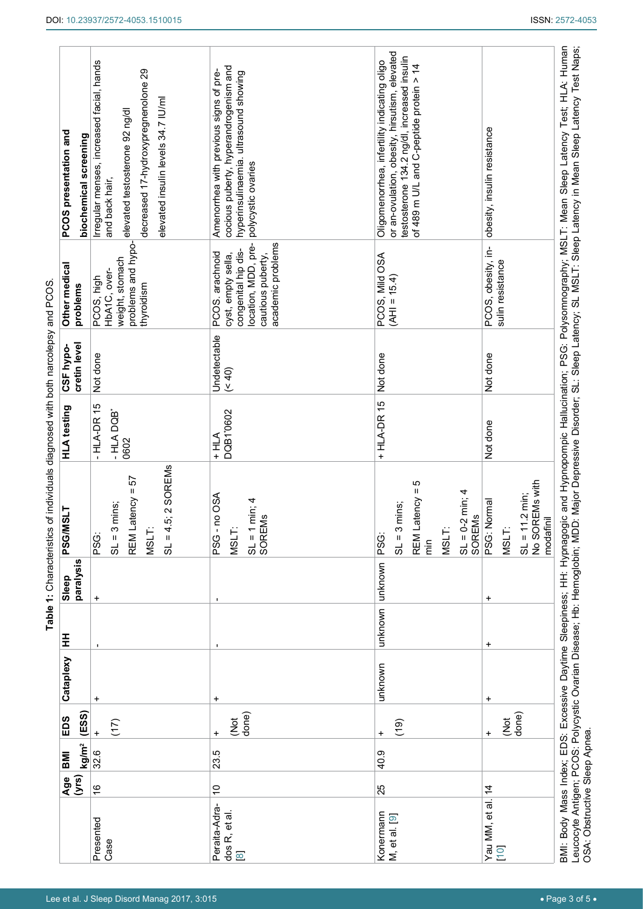**Table 1:** Characteristics of individuals diagnosed with both narcolepsy and PCOS.

| | Age (yrs) | BMI kg/m² | EDS (ESS) | Cataplexy | HH | Sleep paralysis | PSG/MSLT | HLA testing | CSF hypocretin level | Other medical problems | PCOS presentation and biochemical screening |
|---|---|---|---|---|---|---|---|---|---|---|---|
| Presented Case | 16 | 32.6 | + (17) | + | - | + | PSG: SL = 3 mins; REM Latency = 57 MSLT: SL = 4.5; 2 SOREMs | - HLA-DR 15 - HLA DQB' 0602 | Not done | PCOS, high HbA1C, overweight, stomach problems and hypothyroidism | Irregular menses, increased facial, hands and back hair, elevated testosterone 92 ng/dl decreased 17-hydroxypregnenolone 29 elevated insulin levels 34.7 IU/ml |
| Peralta-Adrados R, et al. [8] | 10 | 23.5 | + (Not done) | + | - | - | PSG - no OSA MSLT: SL = 1 min; 4 SOREMs | + HLA DQB1'0602 | Undetectable (< 40) | PCOS. arachnoid cyst, empty sella, congenital hip dislocation, MDD, precautious puberty, academic problems | Amenorrhea with previous signs of precocious puberty, hyperandrogenism and hyperinsulinaemia. ultrasound showing polycystic ovaries |
| Konermann M, et al. [9] | 25 | 40.9 | + (19) | unknown | unknown | unknown | PSG: SL = 3 mins; REM Latency = 5 min MSLT: SL = 0-2 min; 4 SOREMs | + HLA-DR 15 | Not done | PCOS, Mild OSA (AHI = 15.4) | Oligomenorrhea, infertility indicating oligo or an-ovulation, obesity, hirsutism, elevated testosterone 134.2 ng/dl, increased insulin of 489 m U/L and C-peptide protein > 14 |
| Yau MM, et al. [10] | 14 | | + (Not done) | + | + | + | PSG: Normal MSLT: SL = 11.2 min; No SOREMs with modafinil | Not done | Not done | PCOS, obesity, insulin resistance | obesity, insulin resistance |

BMI: Body Mass Index; EDS: Excessive Daytime Sleepiness; HH: Hypnagogic and Hypnopompic Hallucination; PSG: Polysomnography; MSLT: Mean Sleep Latency Test; HLA: Human Leucocyte Antigen; PCOS: Polycystic Ovarian Disease; Hb: Hemoglobin; MDD: Major Depressive Disorder; SL: Sleep Latency; SL MSLT: Sleep Latency in Mean Sleep Latency Test Naps; OSA: Obstructive Sleep Apnea.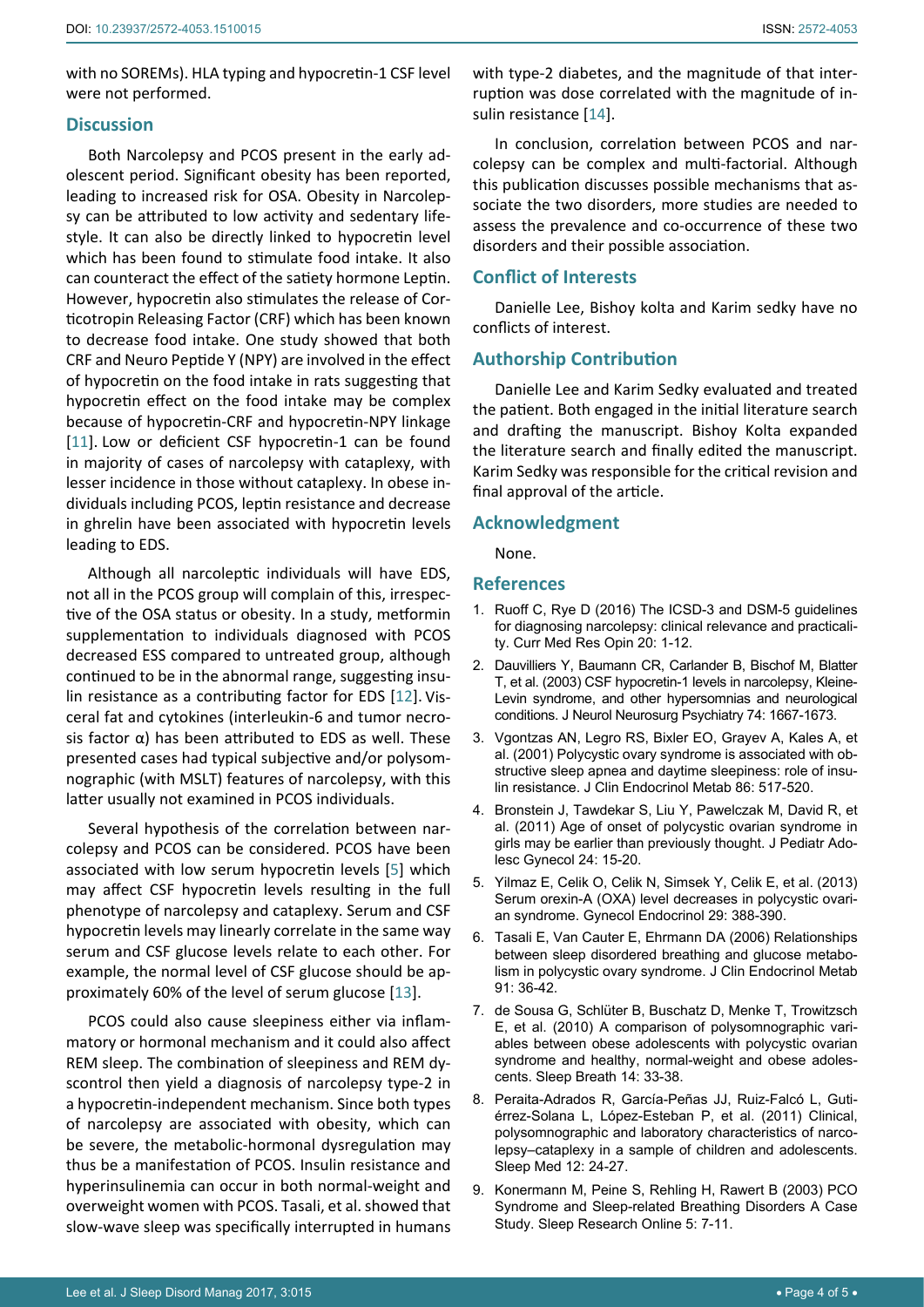with no SOREMs). HLA typing and hypocretin-1 CSF level were not performed.

## Discussion

Both Narcolepsy and PCOS present in the early adolescent period. Significant obesity has been reported, leading to increased risk for OSA. Obesity in Narcolepsy can be attributed to low activity and sedentary lifestyle. It can also be directly linked to hypocretin level which has been found to stimulate food intake. It also can counteract the effect of the satiety hormone Leptin. However, hypocretin also stimulates the release of Corticotropin Releasing Factor (CRF) which has been known to decrease food intake. One study showed that both CRF and Neuro Peptide Y (NPY) are involved in the effect of hypocretin on the food intake in rats suggesting that hypocretin effect on the food intake may be complex because of hypocretin-CRF and hypocretin-NPY linkage [11]. Low or deficient CSF hypocretin-1 can be found in majority of cases of narcolepsy with cataplexy, with lesser incidence in those without cataplexy. In obese individuals including PCOS, leptin resistance and decrease in ghrelin have been associated with hypocretin levels leading to EDS.

Although all narcoleptic individuals will have EDS, not all in the PCOS group will complain of this, irrespective of the OSA status or obesity. In a study, metformin supplementation to individuals diagnosed with PCOS decreased ESS compared to untreated group, although continued to be in the abnormal range, suggesting insulin resistance as a contributing factor for EDS [12]. Visceral fat and cytokines (interleukin-6 and tumor necrosis factor α) has been attributed to EDS as well. These presented cases had typical subjective and/or polysomnographic (with MSLT) features of narcolepsy, with this latter usually not examined in PCOS individuals.

Several hypothesis of the correlation between narcolepsy and PCOS can be considered. PCOS have been associated with low serum hypocretin levels [5] which may affect CSF hypocretin levels resulting in the full phenotype of narcolepsy and cataplexy. Serum and CSF hypocretin levels may linearly correlate in the same way serum and CSF glucose levels relate to each other. For example, the normal level of CSF glucose should be approximately 60% of the level of serum glucose [13].

PCOS could also cause sleepiness either via inflammatory or hormonal mechanism and it could also affect REM sleep. The combination of sleepiness and REM dyscontrol then yield a diagnosis of narcolepsy type-2 in a hypocretin-independent mechanism. Since both types of narcolepsy are associated with obesity, which can be severe, the metabolic-hormonal dysregulation may thus be a manifestation of PCOS. Insulin resistance and hyperinsulinemia can occur in both normal-weight and overweight women with PCOS. Tasali, et al. showed that slow-wave sleep was specifically interrupted in humans with type-2 diabetes, and the magnitude of that interruption was dose correlated with the magnitude of insulin resistance [14].

In conclusion, correlation between PCOS and narcolepsy can be complex and multi-factorial. Although this publication discusses possible mechanisms that associate the two disorders, more studies are needed to assess the prevalence and co-occurrence of these two disorders and their possible association.

## Conflict of Interests

Danielle Lee, Bishoy kolta and Karim sedky have no conflicts of interest.

## Authorship Contribution

Danielle Lee and Karim Sedky evaluated and treated the patient. Both engaged in the initial literature search and drafting the manuscript. Bishoy Kolta expanded the literature search and finally edited the manuscript. Karim Sedky was responsible for the critical revision and final approval of the article.

## Acknowledgment

None.

## References

1. Ruoff C, Rye D (2016) The ICSD-3 and DSM-5 guidelines for diagnosing narcolepsy: clinical relevance and practicality. Curr Med Res Opin 20: 1-12.
2. Dauvilliers Y, Baumann CR, Carlander B, Bischof M, Blatter T, et al. (2003) CSF hypocretin-1 levels in narcolepsy, Kleine-Levin syndrome, and other hypersomnias and neurological conditions. J Neurol Neurosurg Psychiatry 74: 1667-1673.
3. Vgontzas AN, Legro RS, Bixler EO, Grayev A, Kales A, et al. (2001) Polycystic ovary syndrome is associated with obstructive sleep apnea and daytime sleepiness: role of insulin resistance. J Clin Endocrinol Metab 86: 517-520.
4. Bronstein J, Tawdekar S, Liu Y, Pawelczak M, David R, et al. (2011) Age of onset of polycystic ovarian syndrome in girls may be earlier than previously thought. J Pediatr Adolesc Gynecol 24: 15-20.
5. Yilmaz E, Celik O, Celik N, Simsek Y, Celik E, et al. (2013) Serum orexin-A (OXA) level decreases in polycystic ovarian syndrome. Gynecol Endocrinol 29: 388-390.
6. Tasali E, Van Cauter E, Ehrmann DA (2006) Relationships between sleep disordered breathing and glucose metabolism in polycystic ovary syndrome. J Clin Endocrinol Metab 91: 36-42.
7. de Sousa G, Schlüter B, Buschatz D, Menke T, Trowitzsch E, et al. (2010) A comparison of polysomnographic variables between obese adolescents with polycystic ovarian syndrome and healthy, normal-weight and obese adolescents. Sleep Breath 14: 33-38.
8. Peraita-Adrados R, García-Peñas JJ, Ruiz-Falcó L, Gutiérrez-Solana L, López-Esteban P, et al. (2011) Clinical, polysomnographic and laboratory characteristics of narcolepsy–cataplexy in a sample of children and adolescents. Sleep Med 12: 24-27.
9. Konermann M, Peine S, Rehling H, Rawert B (2003) PCO Syndrome and Sleep-related Breathing Disorders A Case Study. Sleep Research Online 5: 7-11.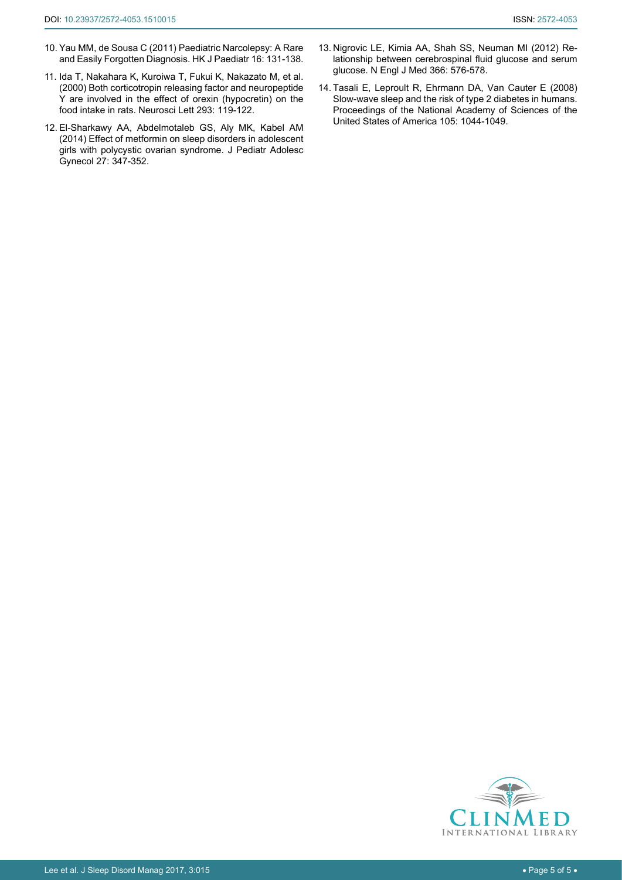10. Yau MM, de Sousa C (2011) Paediatric Narcolepsy: A Rare and Easily Forgotten Diagnosis. HK J Paediatr 16: 131-138.
11. Ida T, Nakahara K, Kuroiwa T, Fukui K, Nakazato M, et al. (2000) Both corticotropin releasing factor and neuropeptide Y are involved in the effect of orexin (hypocretin) on the food intake in rats. Neurosci Lett 293: 119-122.
12. El-Sharkawy AA, Abdelmotaleb GS, Aly MK, Kabel AM (2014) Effect of metformin on sleep disorders in adolescent girls with polycystic ovarian syndrome. J Pediatr Adolesc Gynecol 27: 347-352.
13. Nigrovic LE, Kimia AA, Shah SS, Neuman MI (2012) Relationship between cerebrospinal fluid glucose and serum glucose. N Engl J Med 366: 576-578.
14. Tasali E, Leproult R, Ehrmann DA, Van Cauter E (2008) Slow-wave sleep and the risk of type 2 diabetes in humans. Proceedings of the National Academy of Sciences of the United States of America 105: 1044-1049.